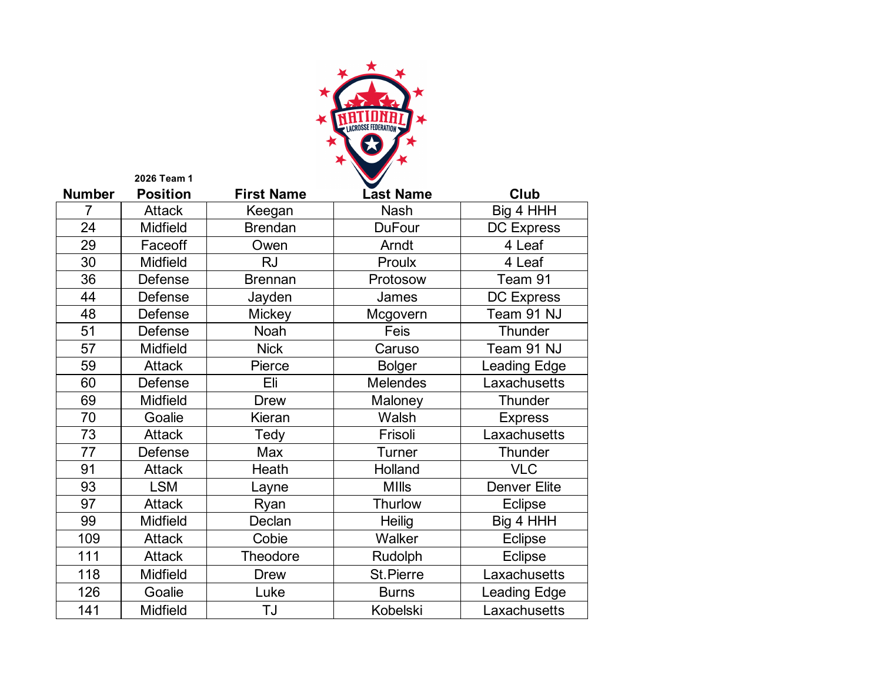**2026 Team 1**

| Number | Position | First Name | Last Name | Club |
|---|---|---|---|---|
| 7 | Attack | Keegan | Nash | Big 4 HHH |
| 24 | Midfield | Brendan | DuFour | DC Express |
| 29 | Faceoff | Owen | Arndt | 4 Leaf |
| 30 | Midfield | RJ | Proulx | 4 Leaf |
| 36 | Defense | Brennan | Protosow | Team 91 |
| 44 | Defense | Jayden | James | DC Express |
| 48 | Defense | Mickey | Mcgovern | Team 91 NJ |
| 51 | Defense | Noah | Feis | Thunder |
| 57 | Midfield | Nick | Caruso | Team 91 NJ |
| 59 | Attack | Pierce | Bolger | Leading Edge |
| 60 | Defense | Eli | Melendes | Laxachusetts |
| 69 | Midfield | Drew | Maloney | Thunder |
| 70 | Goalie | Kieran | Walsh | Express |
| 73 | Attack | Tedy | Frisoli | Laxachusetts |
| 77 | Defense | Max | Turner | Thunder |
| 91 | Attack | Heath | Holland | VLC |
| 93 | LSM | Layne | MIlls | Denver Elite |
| 97 | Attack | Ryan | Thurlow | Eclipse |
| 99 | Midfield | Declan | Heilig | Big 4 HHH |
| 109 | Attack | Cobie | Walker | Eclipse |
| 111 | Attack | Theodore | Rudolph | Eclipse |
| 118 | Midfield | Drew | St.Pierre | Laxachusetts |
| 126 | Goalie | Luke | Burns | Leading Edge |
| 141 | Midfield | TJ | Kobelski | Laxachusetts |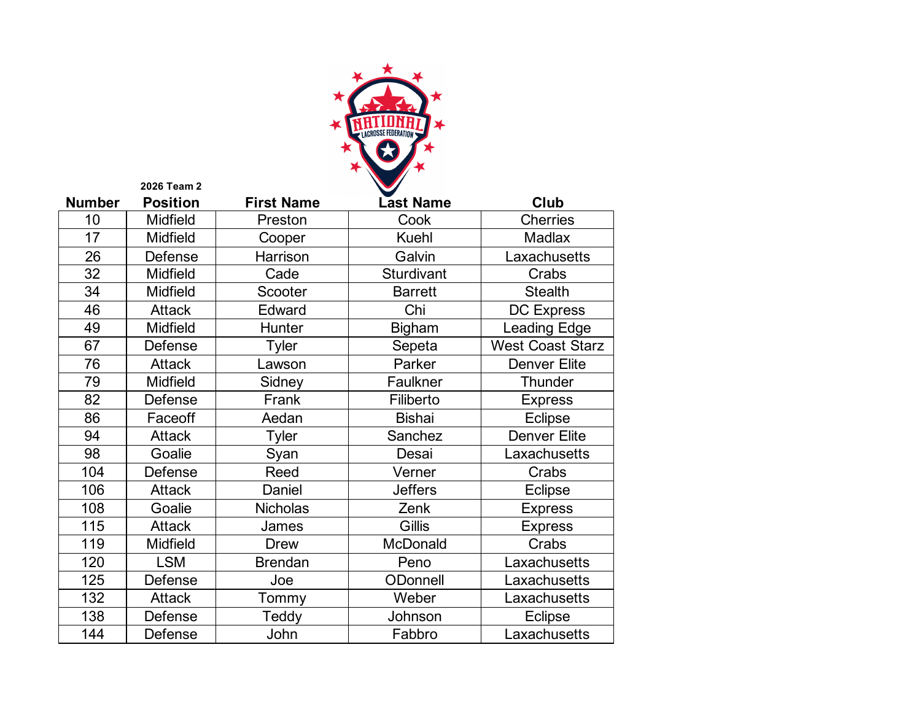**2026 Team 2**

| Number | Position | First Name | Last Name | Club |
|---|---|---|---|---|
| 10 | Midfield | Preston | Cook | Cherries |
| 17 | Midfield | Cooper | Kuehl | Madlax |
| 26 | Defense | Harrison | Galvin | Laxachusetts |
| 32 | Midfield | Cade | Sturdivant | Crabs |
| 34 | Midfield | Scooter | Barrett | Stealth |
| 46 | Attack | Edward | Chi | DC Express |
| 49 | Midfield | Hunter | Bigham | Leading Edge |
| 67 | Defense | Tyler | Sepeta | West Coast Starz |
| 76 | Attack | Lawson | Parker | Denver Elite |
| 79 | Midfield | Sidney | Faulkner | Thunder |
| 82 | Defense | Frank | Filiberto | Express |
| 86 | Faceoff | Aedan | Bishai | Eclipse |
| 94 | Attack | Tyler | Sanchez | Denver Elite |
| 98 | Goalie | Syan | Desai | Laxachusetts |
| 104 | Defense | Reed | Verner | Crabs |
| 106 | Attack | Daniel | Jeffers | Eclipse |
| 108 | Goalie | Nicholas | Zenk | Express |
| 115 | Attack | James | Gillis | Express |
| 119 | Midfield | Drew | McDonald | Crabs |
| 120 | LSM | Brendan | Peno | Laxachusetts |
| 125 | Defense | Joe | ODonnell | Laxachusetts |
| 132 | Attack | Tommy | Weber | Laxachusetts |
| 138 | Defense | Teddy | Johnson | Eclipse |
| 144 | Defense | John | Fabbro | Laxachusetts |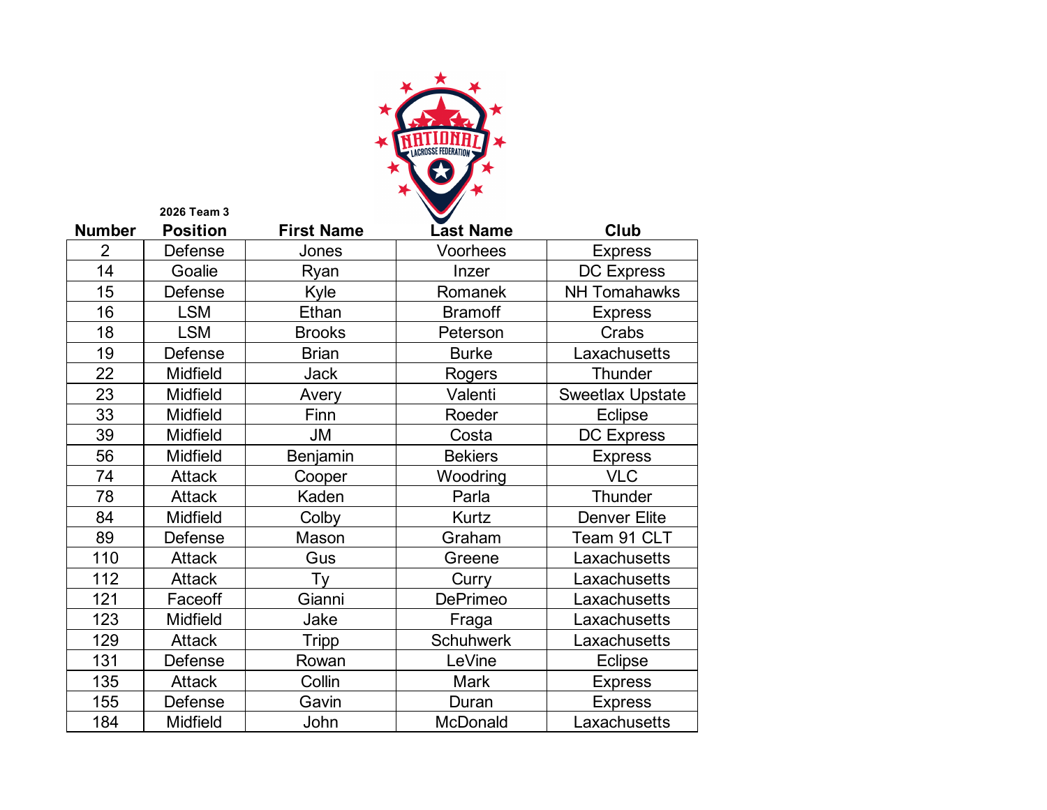**2026 Team 3**

| Number | Position | First Name | Last Name | Club |
|---|---|---|---|---|
| 2 | Defense | Jones | Voorhees | Express |
| 14 | Goalie | Ryan | Inzer | DC Express |
| 15 | Defense | Kyle | Romanek | NH Tomahawks |
| 16 | LSM | Ethan | Bramoff | Express |
| 18 | LSM | Brooks | Peterson | Crabs |
| 19 | Defense | Brian | Burke | Laxachusetts |
| 22 | Midfield | Jack | Rogers | Thunder |
| 23 | Midfield | Avery | Valenti | Sweetlax Upstate |
| 33 | Midfield | Finn | Roeder | Eclipse |
| 39 | Midfield | JM | Costa | DC Express |
| 56 | Midfield | Benjamin | Bekiers | Express |
| 74 | Attack | Cooper | Woodring | VLC |
| 78 | Attack | Kaden | Parla | Thunder |
| 84 | Midfield | Colby | Kurtz | Denver Elite |
| 89 | Defense | Mason | Graham | Team 91 CLT |
| 110 | Attack | Gus | Greene | Laxachusetts |
| 112 | Attack | Ty | Curry | Laxachusetts |
| 121 | Faceoff | Gianni | DePrimeo | Laxachusetts |
| 123 | Midfield | Jake | Fraga | Laxachusetts |
| 129 | Attack | Tripp | Schuhwerk | Laxachusetts |
| 131 | Defense | Rowan | LeVine | Eclipse |
| 135 | Attack | Collin | Mark | Express |
| 155 | Defense | Gavin | Duran | Express |
| 184 | Midfield | John | McDonald | Laxachusetts |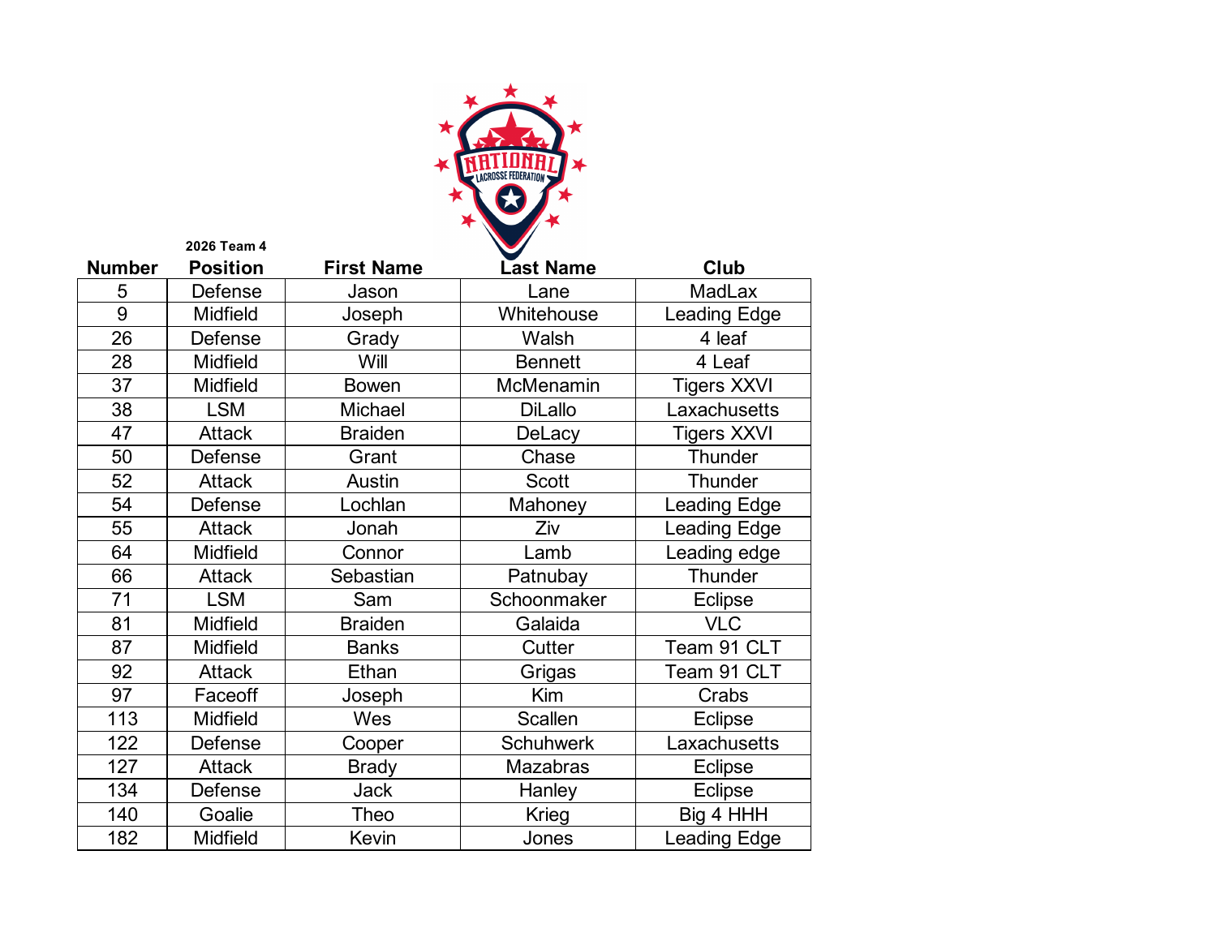**2026 Team 4**

| Number | Position | First Name | Last Name | Club |
|---|---|---|---|---|
| 5 | Defense | Jason | Lane | MadLax |
| 9 | Midfield | Joseph | Whitehouse | Leading Edge |
| 26 | Defense | Grady | Walsh | 4 leaf |
| 28 | Midfield | Will | Bennett | 4 Leaf |
| 37 | Midfield | Bowen | McMenamin | Tigers XXVI |
| 38 | LSM | Michael | DiLallo | Laxachusetts |
| 47 | Attack | Braiden | DeLacy | Tigers XXVI |
| 50 | Defense | Grant | Chase | Thunder |
| 52 | Attack | Austin | Scott | Thunder |
| 54 | Defense | Lochlan | Mahoney | Leading Edge |
| 55 | Attack | Jonah | Ziv | Leading Edge |
| 64 | Midfield | Connor | Lamb | Leading edge |
| 66 | Attack | Sebastian | Patnubay | Thunder |
| 71 | LSM | Sam | Schoonmaker | Eclipse |
| 81 | Midfield | Braiden | Galaida | VLC |
| 87 | Midfield | Banks | Cutter | Team 91 CLT |
| 92 | Attack | Ethan | Grigas | Team 91 CLT |
| 97 | Faceoff | Joseph | Kim | Crabs |
| 113 | Midfield | Wes | Scallen | Eclipse |
| 122 | Defense | Cooper | Schuhwerk | Laxachusetts |
| 127 | Attack | Brady | Mazabras | Eclipse |
| 134 | Defense | Jack | Hanley | Eclipse |
| 140 | Goalie | Theo | Krieg | Big 4 HHH |
| 182 | Midfield | Kevin | Jones | Leading Edge |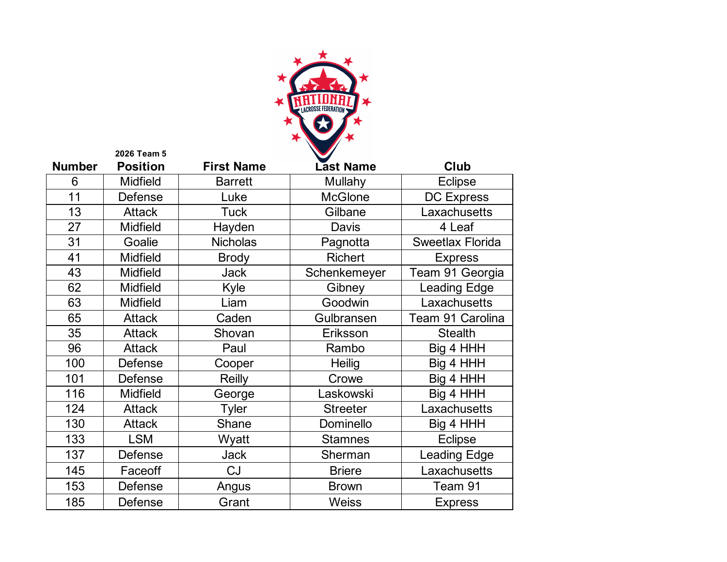2026 Team 5

| Number | Position | First Name | Last Name | Club |
|---|---|---|---|---|
| 6 | Midfield | Barrett | Mullahy | Eclipse |
| 11 | Defense | Luke | McGlone | DC Express |
| 13 | Attack | Tuck | Gilbane | Laxachusetts |
| 27 | Midfield | Hayden | Davis | 4 Leaf |
| 31 | Goalie | Nicholas | Pagnotta | Sweetlax Florida |
| 41 | Midfield | Brody | Richert | Express |
| 43 | Midfield | Jack | Schenkemeyer | Team 91 Georgia |
| 62 | Midfield | Kyle | Gibney | Leading Edge |
| 63 | Midfield | Liam | Goodwin | Laxachusetts |
| 65 | Attack | Caden | Gulbransen | Team 91 Carolina |
| 35 | Attack | Shovan | Eriksson | Stealth |
| 96 | Attack | Paul | Rambo | Big 4 HHH |
| 100 | Defense | Cooper | Heilig | Big 4 HHH |
| 101 | Defense | Reilly | Crowe | Big 4 HHH |
| 116 | Midfield | George | Laskowski | Big 4 HHH |
| 124 | Attack | Tyler | Streeter | Laxachusetts |
| 130 | Attack | Shane | Dominello | Big 4 HHH |
| 133 | LSM | Wyatt | Stamnes | Eclipse |
| 137 | Defense | Jack | Sherman | Leading Edge |
| 145 | Faceoff | CJ | Briere | Laxachusetts |
| 153 | Defense | Angus | Brown | Team 91 |
| 185 | Defense | Grant | Weiss | Express |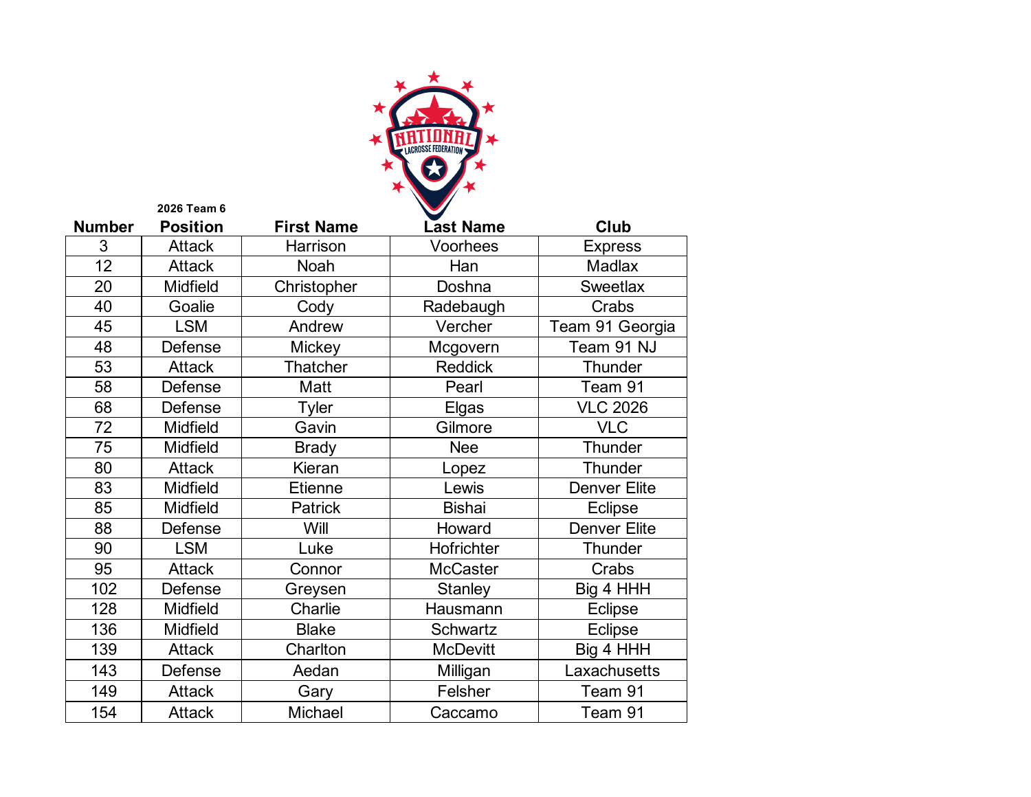**2026 Team 6**

| Number | Position | First Name | Last Name | Club |
|---|---|---|---|---|
| 3 | Attack | Harrison | Voorhees | Express |
| 12 | Attack | Noah | Han | Madlax |
| 20 | Midfield | Christopher | Doshna | Sweetlax |
| 40 | Goalie | Cody | Radebaugh | Crabs |
| 45 | LSM | Andrew | Vercher | Team 91 Georgia |
| 48 | Defense | Mickey | Mcgovern | Team 91 NJ |
| 53 | Attack | Thatcher | Reddick | Thunder |
| 58 | Defense | Matt | Pearl | Team 91 |
| 68 | Defense | Tyler | Elgas | VLC 2026 |
| 72 | Midfield | Gavin | Gilmore | VLC |
| 75 | Midfield | Brady | Nee | Thunder |
| 80 | Attack | Kieran | Lopez | Thunder |
| 83 | Midfield | Etienne | Lewis | Denver Elite |
| 85 | Midfield | Patrick | Bishai | Eclipse |
| 88 | Defense | Will | Howard | Denver Elite |
| 90 | LSM | Luke | Hofrichter | Thunder |
| 95 | Attack | Connor | McCaster | Crabs |
| 102 | Defense | Greysen | Stanley | Big 4 HHH |
| 128 | Midfield | Charlie | Hausmann | Eclipse |
| 136 | Midfield | Blake | Schwartz | Eclipse |
| 139 | Attack | Charlton | McDevitt | Big 4 HHH |
| 143 | Defense | Aedan | Milligan | Laxachusetts |
| 149 | Attack | Gary | Felsher | Team 91 |
| 154 | Attack | Michael | Caccamo | Team 91 |